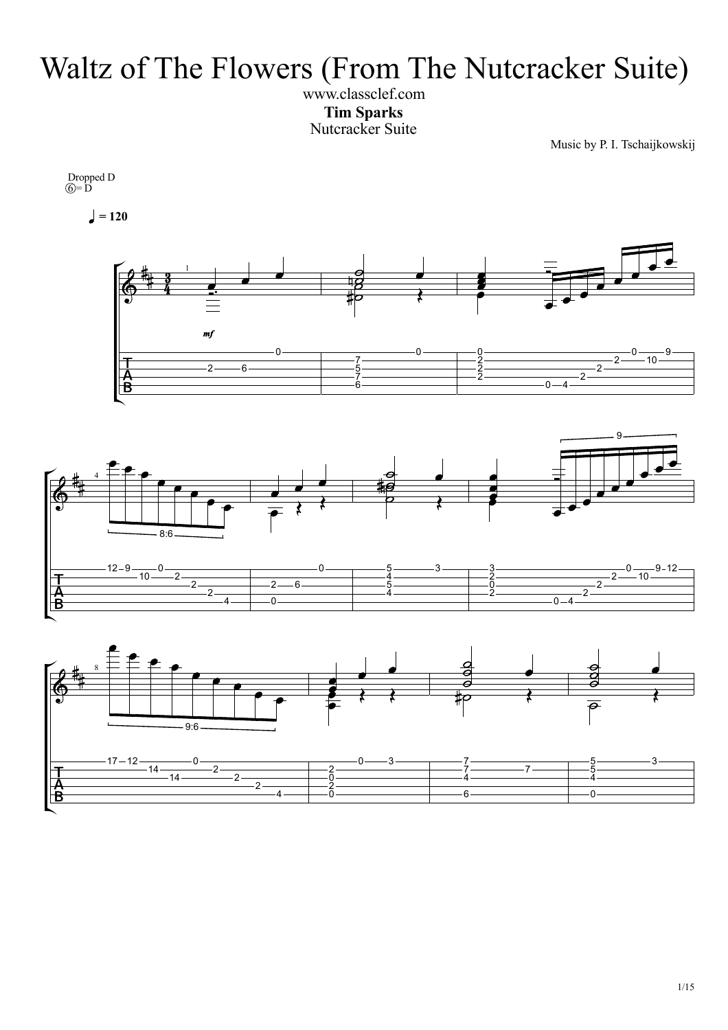# Waltz of The Flowers (From The Nutcracker Suite)

www.classclef.com

**Tim Sparks**

Nutcracker Suite

Music by P. I. Tschaijkowskij

Dropped D
⑥= D

♩ = 120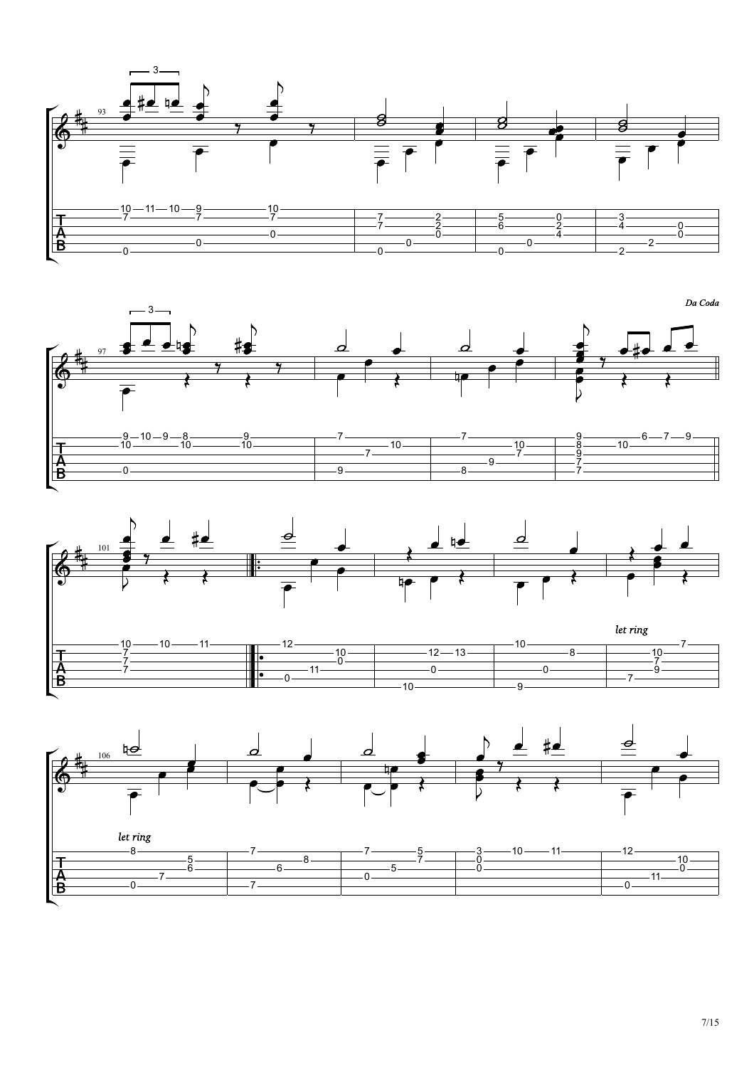*Da Coda*

*let ring*

*let ring*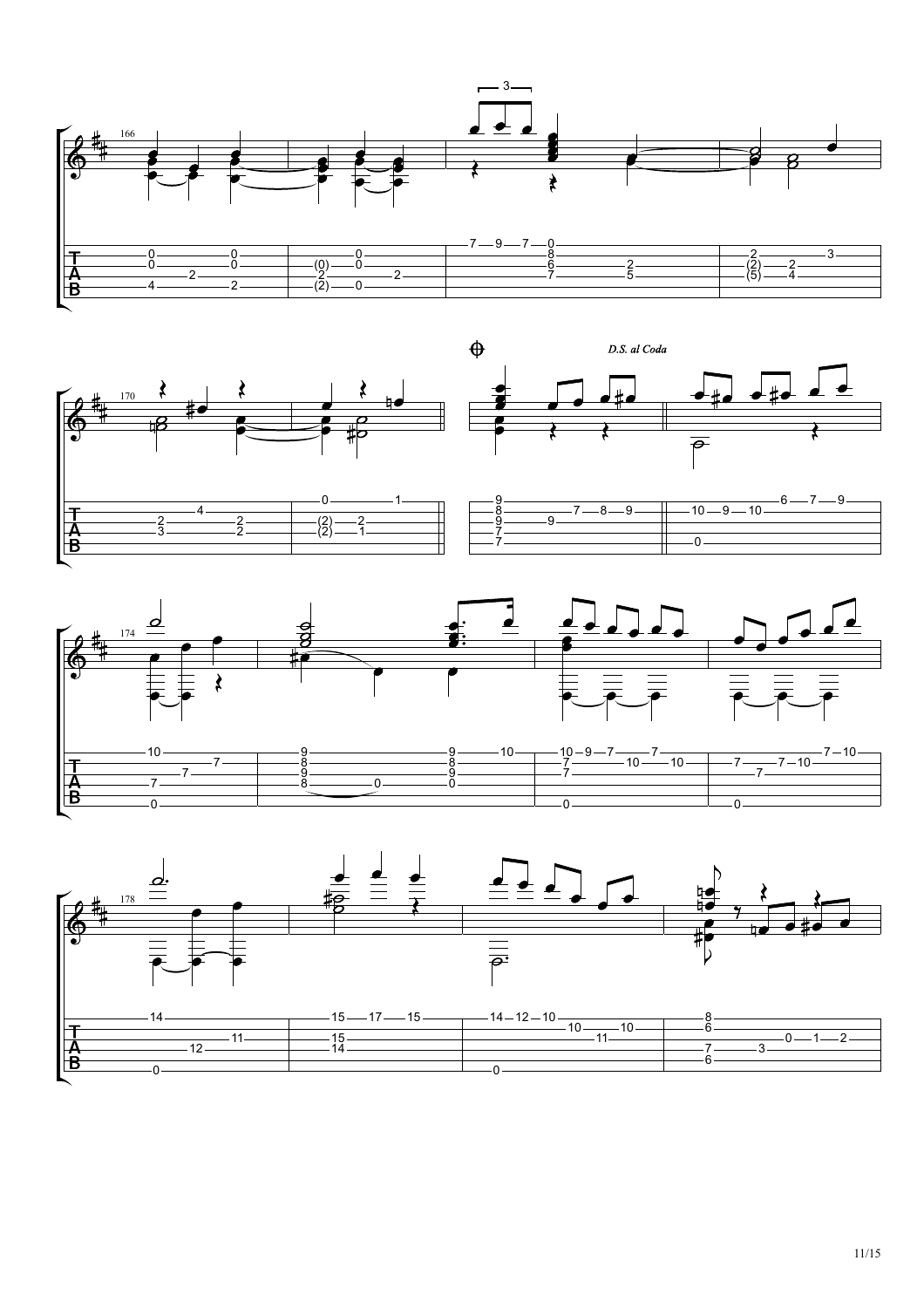*D.S. al Coda*